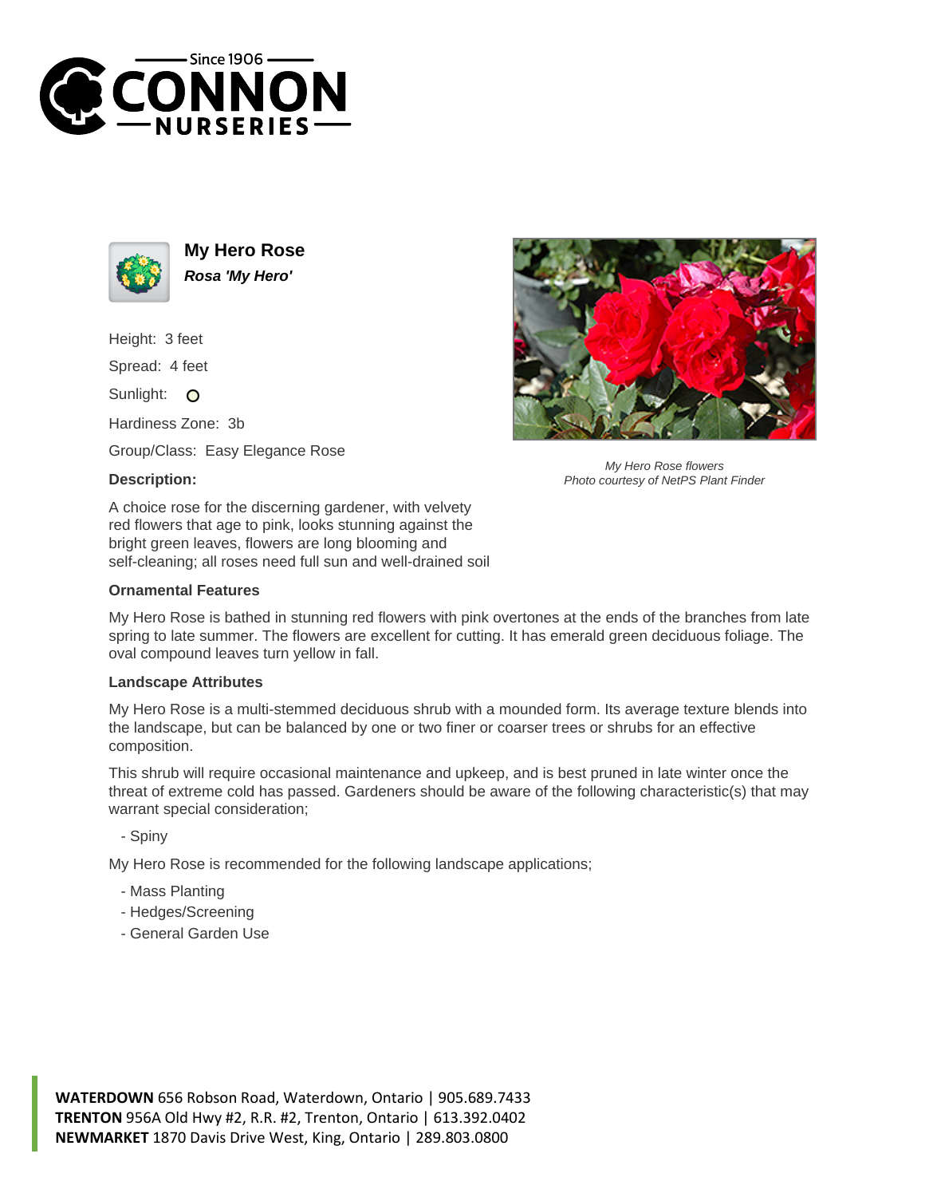Since 1906
CONNON
NURSERIES

# My Hero Rose

***Rosa 'My Hero'***

Height: 3 feet

Spread: 4 feet

Sunlight: O

Hardiness Zone: 3b

Group/Class: Easy Elegance Rose

*My Hero Rose flowers*
*Photo courtesy of NetPS Plant Finder*

### Description:

A choice rose for the discerning gardener, with velvety red flowers that age to pink, looks stunning against the bright green leaves, flowers are long blooming and self-cleaning; all roses need full sun and well-drained soil

### Ornamental Features

My Hero Rose is bathed in stunning red flowers with pink overtones at the ends of the branches from late spring to late summer. The flowers are excellent for cutting. It has emerald green deciduous foliage. The oval compound leaves turn yellow in fall.

### Landscape Attributes

My Hero Rose is a multi-stemmed deciduous shrub with a mounded form. Its average texture blends into the landscape, but can be balanced by one or two finer or coarser trees or shrubs for an effective composition.

This shrub will require occasional maintenance and upkeep, and is best pruned in late winter once the threat of extreme cold has passed. Gardeners should be aware of the following characteristic(s) that may warrant special consideration;

- Spiny

My Hero Rose is recommended for the following landscape applications;

- Mass Planting
- Hedges/Screening
- General Garden Use

**WATERDOWN** 656 Robson Road, Waterdown, Ontario | 905.689.7433
**TRENTON** 956A Old Hwy #2, R.R. #2, Trenton, Ontario | 613.392.0402
**NEWMARKET** 1870 Davis Drive West, King, Ontario | 289.803.0800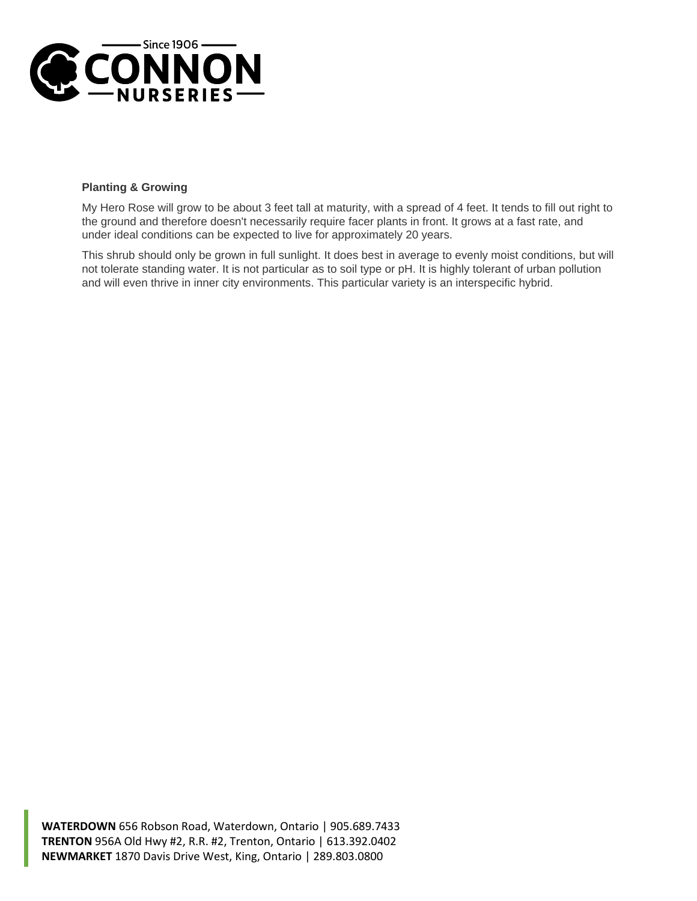### Planting & Growing

My Hero Rose will grow to be about 3 feet tall at maturity, with a spread of 4 feet. It tends to fill out right to the ground and therefore doesn't necessarily require facer plants in front. It grows at a fast rate, and under ideal conditions can be expected to live for approximately 20 years.

This shrub should only be grown in full sunlight. It does best in average to evenly moist conditions, but will not tolerate standing water. It is not particular as to soil type or pH. It is highly tolerant of urban pollution and will even thrive in inner city environments. This particular variety is an interspecific hybrid.